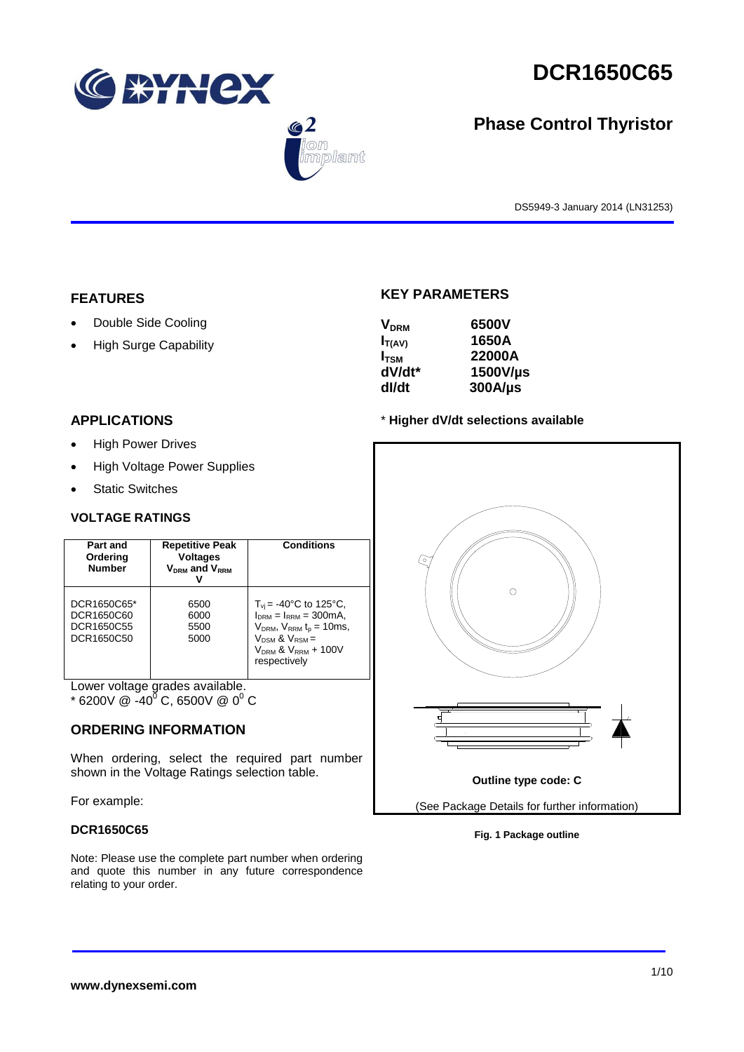# DCR1650C65

## Phase Control Thyristor

DS5949-3 January 2014 (LN31253)

## FEATURES

- Double Side Cooling
- High Surge Capability

## APPLICATIONS

- High Power Drives
- High Voltage Power Supplies
- Static Switches

## KEY PARAMETERS

| | |
|---|---|
| $V_{DRM}$ | 6500V |
| $I_{T(AV)}$ | 1650A |
| $I_{TSM}$ | 22000A |
| dV/dt* | 1500V/µs |
| dI/dt | 300A/µs |

\* **Higher dV/dt selections available**

## VOLTAGE RATINGS

| Part and Ordering Number | Repetitive Peak Voltages $V_{DRM}$ and $V_{RRM}$ V | Conditions |
|---|---|---|
| DCR1650C65*<br>DCR1650C60<br>DCR1650C55<br>DCR1650C50 | 6500<br>6000<br>5500<br>5000 | $T_{vj}$ = -40°C to 125°C, $I_{DRM}$ = $I_{RRM}$ = 300mA, $V_{DRM}$, $V_{RRM}$ $t_p$ = 10ms, $V_{DSM}$ & $V_{RSM}$ = $V_{DRM}$ & $V_{RRM}$ + 100V respectively |

Lower voltage grades available.
\* 6200V @ -40$^0$ C, 6500V @ 0$^0$ C

## ORDERING INFORMATION

When ordering, select the required part number shown in the Voltage Ratings selection table.

For example:

**DCR1650C65**

Note: Please use the complete part number when ordering and quote this number in any future correspondence relating to your order.

**Outline type code: C**

(See Package Details for further information)

**Fig. 1 Package outline**

**www.dynexsemi.com**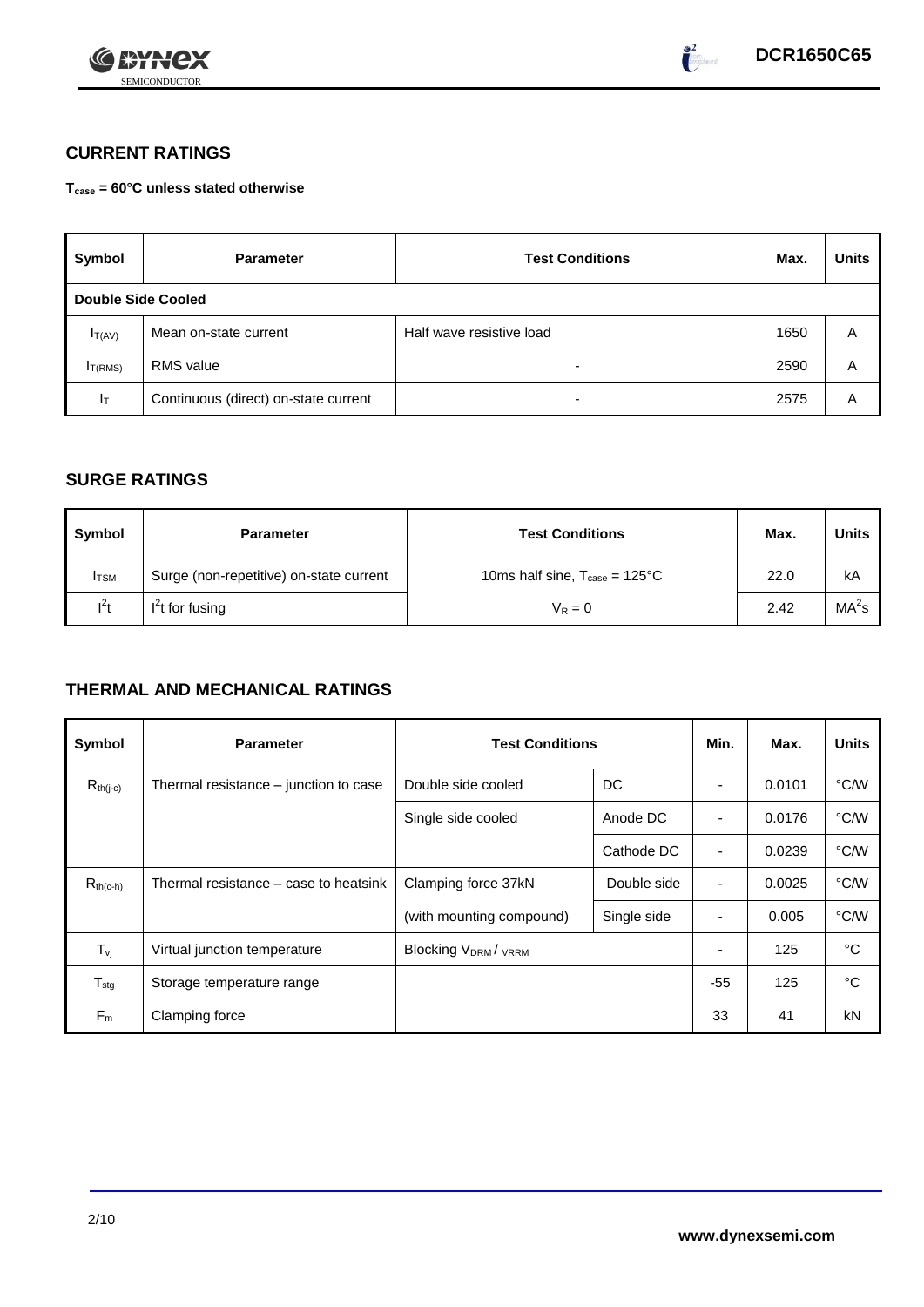## CURRENT RATINGS

**$T_{case}$ = 60°C unless stated otherwise**

| Symbol | Parameter | Test Conditions | Max. | Units |
|---|---|---|---|---|
| **Double Side Cooled** | | | | |
| $I_{T(AV)}$ | Mean on-state current | Half wave resistive load | 1650 | A |
| $I_{T(RMS)}$ | RMS value | - | 2590 | A |
| $I_T$ | Continuous (direct) on-state current | - | 2575 | A |

## SURGE RATINGS

| Symbol | Parameter | Test Conditions | Max. | Units |
|---|---|---|---|---|
| $I_{TSM}$ | Surge (non-repetitive) on-state current | 10ms half sine, $T_{case}$ = 125°C | 22.0 | kA |
| $I^2t$ | $I^2t$ for fusing | $V_R = 0$ | 2.42 | $MA^2s$ |

## THERMAL AND MECHANICAL RATINGS

| Symbol | Parameter | Test Conditions | | Min. | Max. | Units |
|---|---|---|---|---|---|---|
| $R_{th(j-c)}$ | Thermal resistance – junction to case | Double side cooled | DC | - | 0.0101 | °C/W |
| | | Single side cooled | Anode DC | - | 0.0176 | °C/W |
| | | | Cathode DC | - | 0.0239 | °C/W |
| $R_{th(c-h)}$ | Thermal resistance – case to heatsink | Clamping force 37kN | Double side | - | 0.0025 | °C/W |
| | | (with mounting compound) | Single side | - | 0.005 | °C/W |
| $T_{vj}$ | Virtual junction temperature | Blocking $V_{DRM}$ / $V_{RRM}$ | | - | 125 | °C |
| $T_{stg}$ | Storage temperature range | | | -55 | 125 | °C |
| $F_m$ | Clamping force | | | 33 | 41 | kN |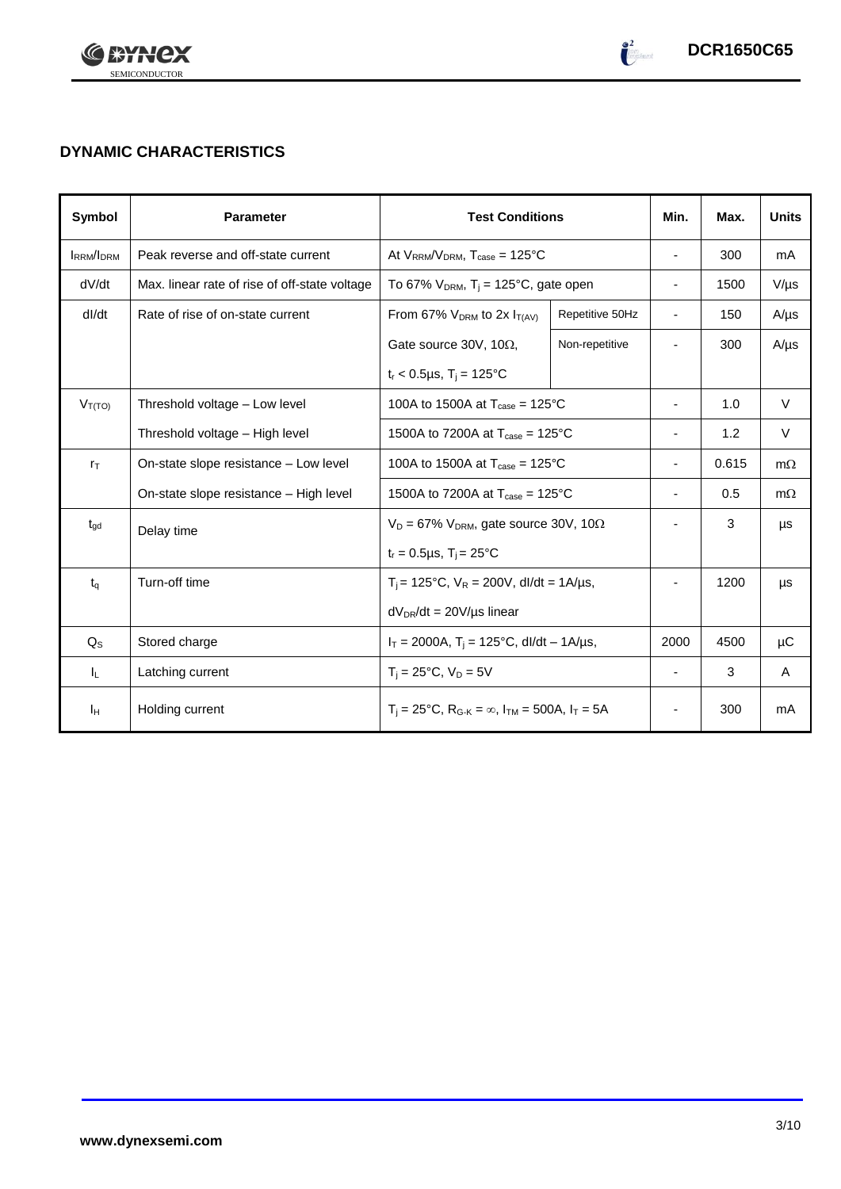## DYNAMIC CHARACTERISTICS

| Symbol | Parameter | Test Conditions | | Min. | Max. | Units |
|---|---|---|---|---|---|---|
| $I_{RRM}/I_{DRM}$ | Peak reverse and off-state current | At $V_{RRM}/V_{DRM}$, $T_{case}$ = 125°C | | - | 300 | mA |
| dV/dt | Max. linear rate of rise of off-state voltage | To 67% $V_{DRM}$, $T_j$ = 125°C, gate open | | - | 1500 | V/µs |
| dI/dt | Rate of rise of on-state current | From 67% $V_{DRM}$ to 2x $I_{T(AV)}$ | Repetitive 50Hz | - | 150 | A/µs |
| | | Gate source 30V, 10Ω, | Non-repetitive | - | 300 | A/µs |
| | | $t_r$ < 0.5µs, $T_j$ = 125°C | | | | |
| $V_{T(TO)}$ | Threshold voltage – Low level | 100A to 1500A at $T_{case}$ = 125°C | | - | 1.0 | V |
| | Threshold voltage – High level | 1500A to 7200A at $T_{case}$ = 125°C | | - | 1.2 | V |
| $r_T$ | On-state slope resistance – Low level | 100A to 1500A at $T_{case}$ = 125°C | | - | 0.615 | mΩ |
| | On-state slope resistance – High level | 1500A to 7200A at $T_{case}$ = 125°C | | - | 0.5 | mΩ |
| $t_{gd}$ | Delay time | $V_D$ = 67% $V_{DRM}$, gate source 30V, 10Ω | | - | 3 | µs |
| | | $t_r$ = 0.5µs, $T_j$ = 25°C | | | | |
| $t_q$ | Turn-off time | $T_j$ = 125°C, $V_R$ = 200V, dI/dt = 1A/µs, | | - | 1200 | µs |
| | | $dV_{DR}/dt$ = 20V/µs linear | | | | |
| $Q_S$ | Stored charge | $I_T$ = 2000A, $T_j$ = 125°C, dI/dt – 1A/µs, | | 2000 | 4500 | µC |
| $I_L$ | Latching current | $T_j$ = 25°C, $V_D$ = 5V | | - | 3 | A |
| $I_H$ | Holding current | $T_j$ = 25°C, $R_{G-K}$ = ∞, $I_{TM}$ = 500A, $I_T$ = 5A | | - | 300 | mA |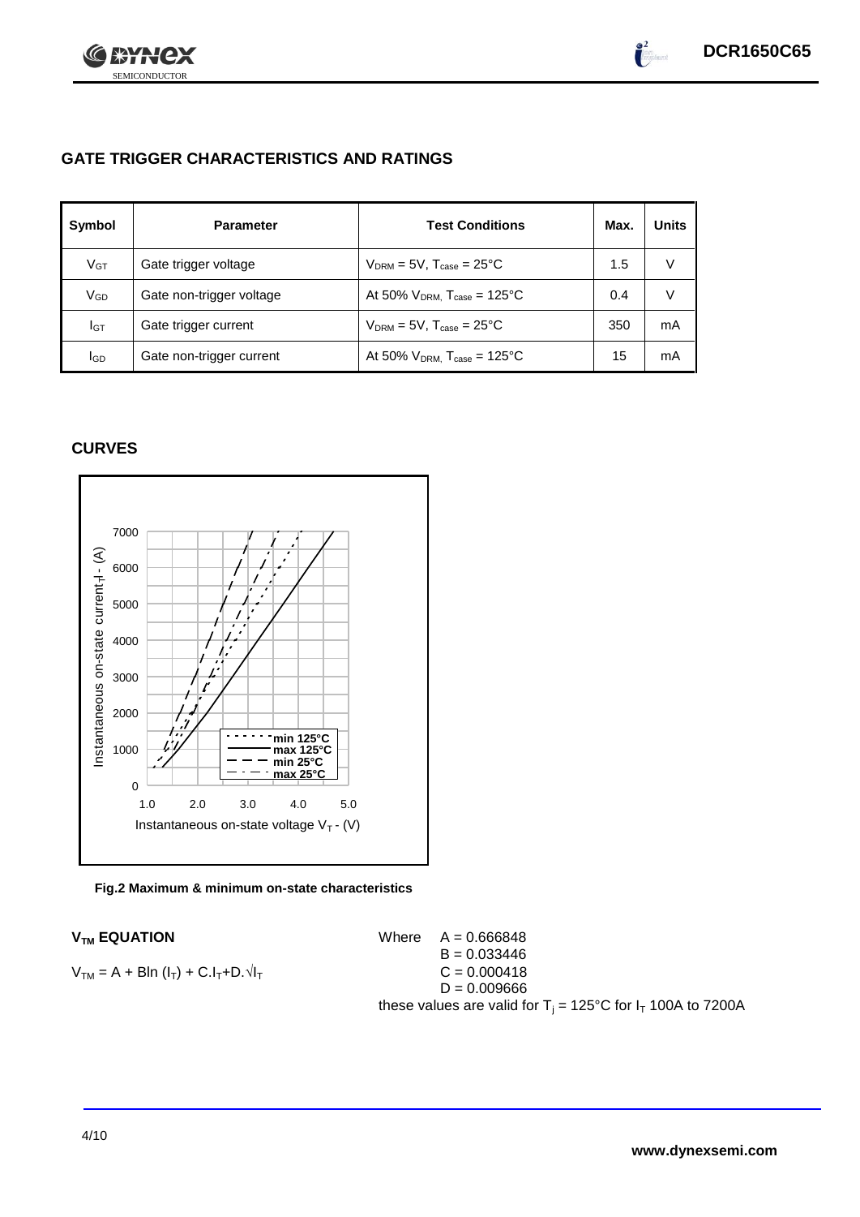## GATE TRIGGER CHARACTERISTICS AND RATINGS

| Symbol | Parameter | Test Conditions | Max. | Units |
|---|---|---|---|---|
| $V_{GT}$ | Gate trigger voltage | $V_{DRM}$ = 5V, $T_{case}$ = 25°C | 1.5 | V |
| $V_{GD}$ | Gate non-trigger voltage | At 50% $V_{DRM}$, $T_{case}$ = 125°C | 0.4 | V |
| $I_{GT}$ | Gate trigger current | $V_{DRM}$ = 5V, $T_{case}$ = 25°C | 350 | mA |
| $I_{GD}$ | Gate non-trigger current | At 50% $V_{DRM}$, $T_{case}$ = 125°C | 15 | mA |

## CURVES

Fig.2 Maximum & minimum on-state characteristics

### $V_{TM}$ EQUATION

$$V_{TM} = A + B\ln(I_T) + C.I_T + D.\sqrt{I_T}$$

Where
$A = 0.666848$
$B = 0.033446$
$C = 0.000418$
$D = 0.009666$

these values are valid for $T_j$ = 125°C for $I_T$ 100A to 7200A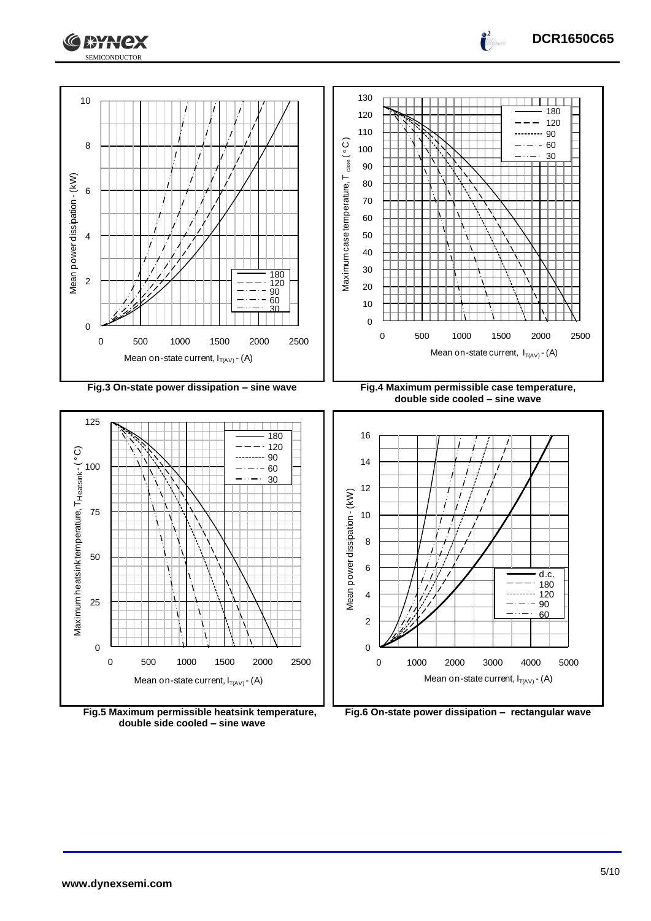Fig.3 On-state power dissipation – sine wave

Fig.4 Maximum permissible case temperature, double side cooled – sine wave

Fig.5 Maximum permissible heatsink temperature, double side cooled – sine wave

Fig.6 On-state power dissipation – rectangular wave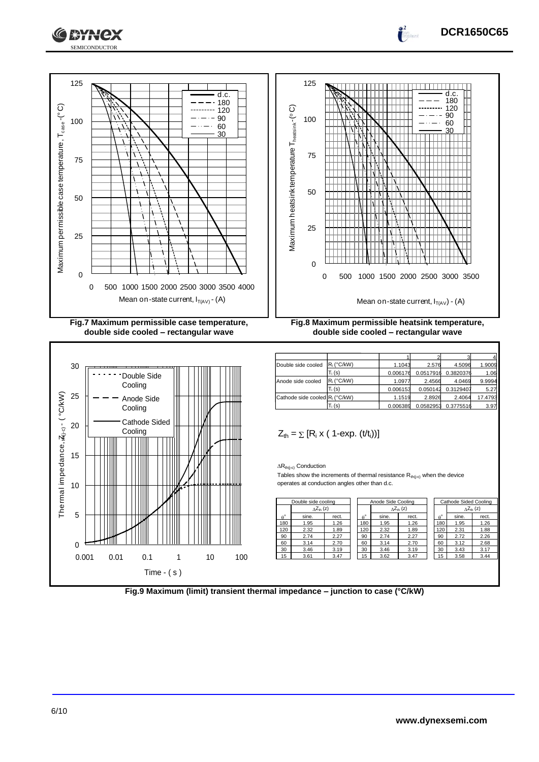Fig.7 Maximum permissible case temperature, double side cooled – rectangular wave

Fig.8 Maximum permissible heatsink temperature, double side cooled – rectangular wave

| | | 1 | 2 | 3 | 4 |
|---|---|---|---|---|---|
| Double side cooled | $R_i$ (°C/kW) | 1.1043 | 2.576 | 4.5096 | 1.9009 |
| | $T_i$ (s) | 0.006176 | 0.0517916 | 0.3820376 | 1.06 |
| Anode side cooled | $R_i$ (°C/kW) | 1.0977 | 2.4566 | 4.0469 | 9.9994 |
| | $T_i$ (s) | 0.006153 | 0.050142 | 0.3129407 | 5.27 |
| Cathode side cooled | $R_i$ (°C/kW) | 1.1519 | 2.8926 | 2.4064 | 17.4793 |
| | $T_i$ (s) | 0.006389 | 0.0582953 | 0.3775516 | 3.97 |

$$Z_{th} = \sum [R_i \times (1\text{-exp. } (t/t_i))]$$

$\Delta R_{th(j-c)}$ Conduction

Tables show the increments of thermal resistance $R_{th(j-c)}$ when the device operates at conduction angles other than d.c.

| Double side cooling | | |
|---|---|---|
| | $\Delta Z_{th}$ (z) | |
| θ° | sine. | rect. |
| 180 | 1.95 | 1.26 |
| 120 | 2.32 | 1.89 |
| 90 | 2.74 | 2.27 |
| 60 | 3.14 | 2.70 |
| 30 | 3.46 | 3.19 |
| 15 | 3.61 | 3.47 |

| Anode Side Cooling | | |
|---|---|---|
| | $\Delta Z_{th}$ (z) | |
| θ° | sine. | rect. |
| 180 | 1.95 | 1.26 |
| 120 | 2.32 | 1.89 |
| 90 | 2.74 | 2.27 |
| 60 | 3.14 | 2.70 |
| 30 | 3.46 | 3.19 |
| 15 | 3.62 | 3.47 |

| Cathode Sided Cooling | | |
|---|---|---|
| | $\Delta Z_{th}$ (z) | |
| θ° | sine. | rect. |
| 180 | 1.95 | 1.26 |
| 120 | 2.31 | 1.88 |
| 90 | 2.72 | 2.26 |
| 60 | 3.12 | 2.68 |
| 30 | 3.43 | 3.17 |
| 15 | 3.58 | 3.44 |

Fig.9 Maximum (limit) transient thermal impedance – junction to case (°C/kW)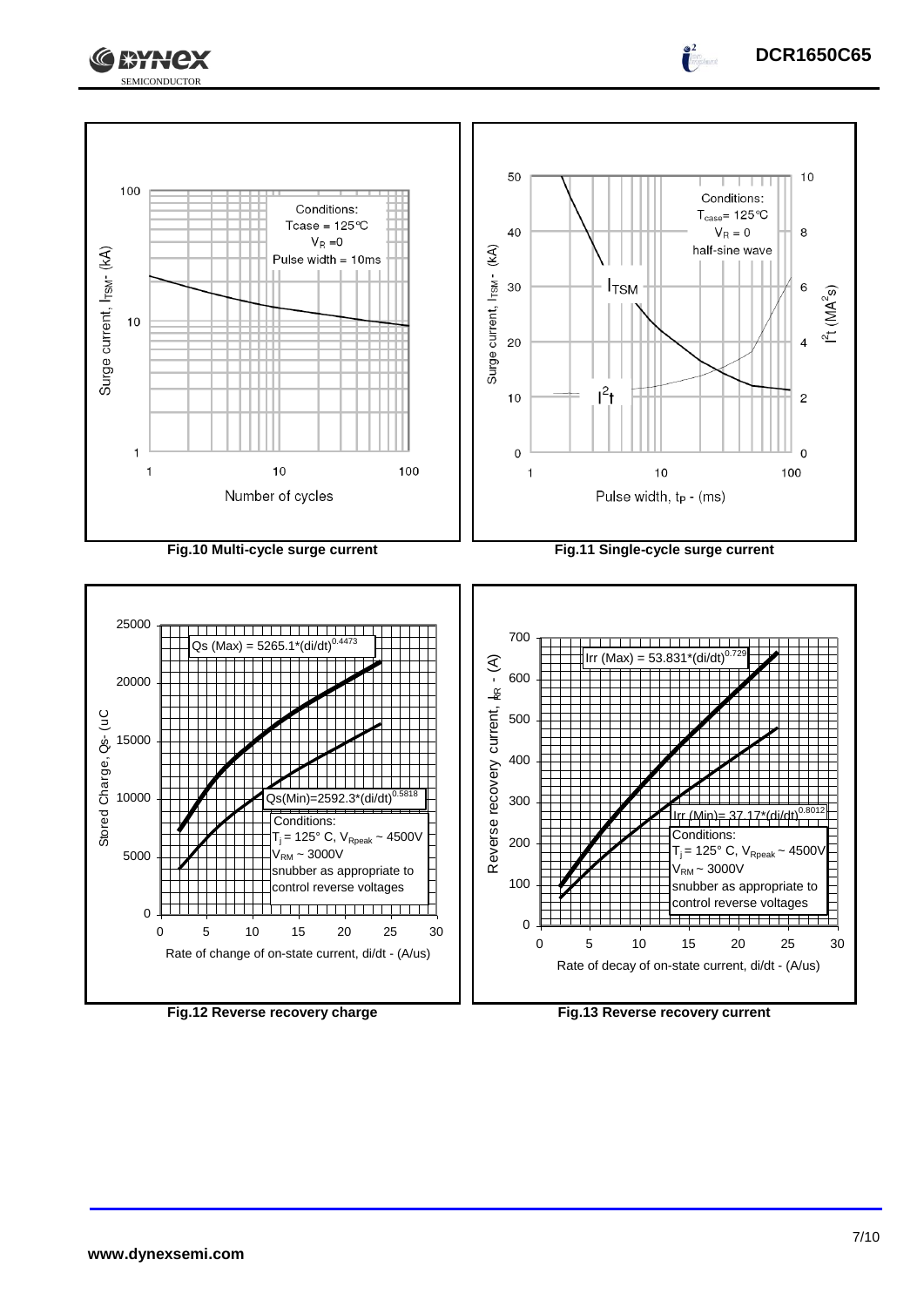Conditions:
$T_{case}$ = 125°C
$V_R$ = 0
Pulse width = 10ms

Surge current, $I_{TSM}$ - (kA)

Number of cycles

**Fig.10 Multi-cycle surge current**

Conditions:
$T_{case}$ = 125°C
$V_R$ = 0
half-sine wave

$I_{TSM}$

$I^2t$

Surge current, $I_{TSM}$ - (kA)

$I^2t$ ($MA^2s$)

Pulse width, $t_P$ - (ms)

**Fig.11 Single-cycle surge current**

Qs (Max) = 5265.1*(di/dt)$^{0.4473}$

Qs(Min)=2592.3*(di/dt)$^{0.5818}$

Conditions:
$T_j$ = 125° C, $V_{Rpeak}$ ~ 4500V
$V_{RM}$ ~ 3000V
snubber as appropriate to control reverse voltages

Stored Charge, Qs- (uC

Rate of change of on-state current, di/dt - (A/us)

**Fig.12 Reverse recovery charge**

Irr (Max) = 53.831*(di/dt)$^{0.729}$

Irr (Min)= 37.17*(di/dt)$^{0.8012}$

Conditions:
$T_j$ = 125° C, $V_{Rpeak}$ ~ 4500V
$V_{RM}$ ~ 3000V
snubber as appropriate to control reverse voltages

Reverse recovery current, $I_{RR}$ - (A)

Rate of decay of on-state current, di/dt - (A/us)

**Fig.13 Reverse recovery current**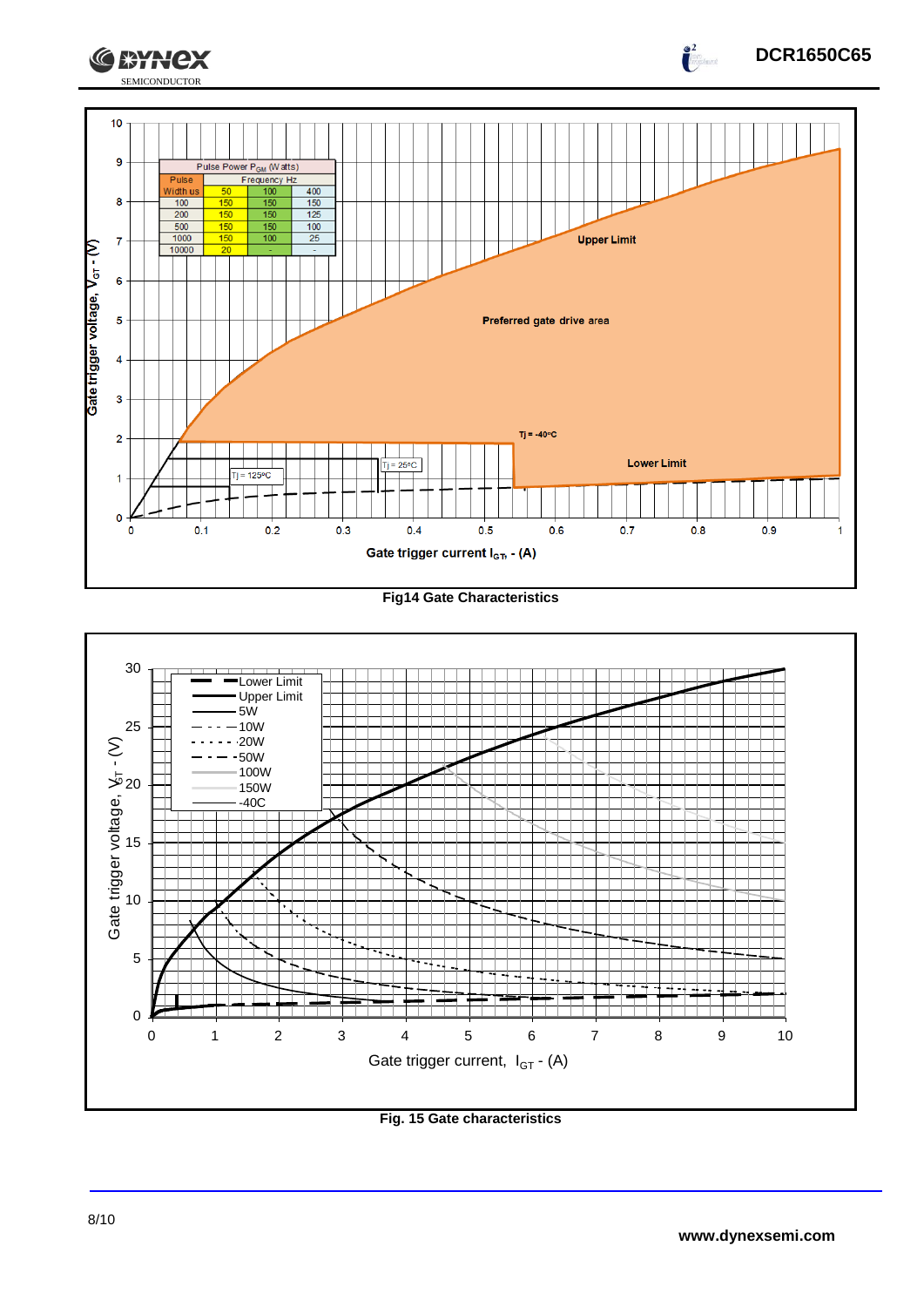| Pulse Power $P_{GM}$ (Watts) | | | |
|---|---|---|---|
| Pulse Width us | Frequency Hz | | |
| | 50 | 100 | 400 |
| 100 | 150 | 150 | 150 |
| 200 | 150 | 150 | 125 |
| 500 | 150 | 150 | 100 |
| 1000 | 150 | 100 | 25 |
| 10000 | 20 | - | - |

Fig14 Gate Characteristics

Fig. 15 Gate characteristics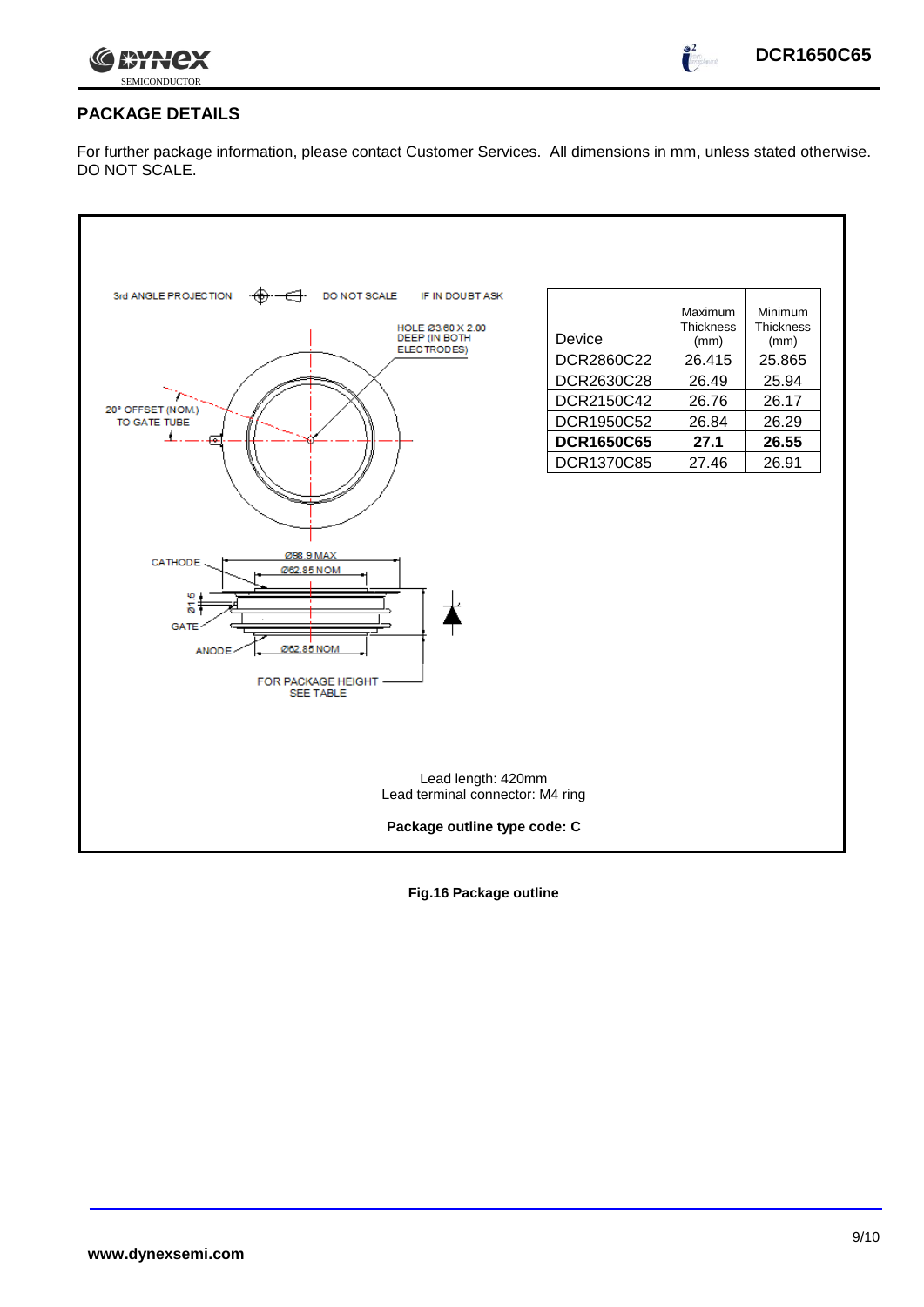## PACKAGE DETAILS

For further package information, please contact Customer Services. All dimensions in mm, unless stated otherwise. DO NOT SCALE.

3rd ANGLE PROJECTION    DO NOT SCALE    IF IN DOUBT ASK

HOLE Ø3.60 X 2.00 DEEP (IN BOTH ELECTRODES)

20° OFFSET (NOM.) TO GATE TUBE

CATHODE

Ø98.9 MAX

Ø62.85 NOM

Ø1.5

GATE

ANODE

Ø62.85 NOM

FOR PACKAGE HEIGHT SEE TABLE

| Device | Maximum Thickness (mm) | Minimum Thickness (mm) |
|---|---|---|
| DCR2860C22 | 26.415 | 25.865 |
| DCR2630C28 | 26.49 | 25.94 |
| DCR2150C42 | 26.76 | 26.17 |
| DCR1950C52 | 26.84 | 26.29 |
| **DCR1650C65** | **27.1** | **26.55** |
| DCR1370C85 | 27.46 | 26.91 |

Lead length: 420mm
Lead terminal connector: M4 ring

**Package outline type code: C**

**Fig.16 Package outline**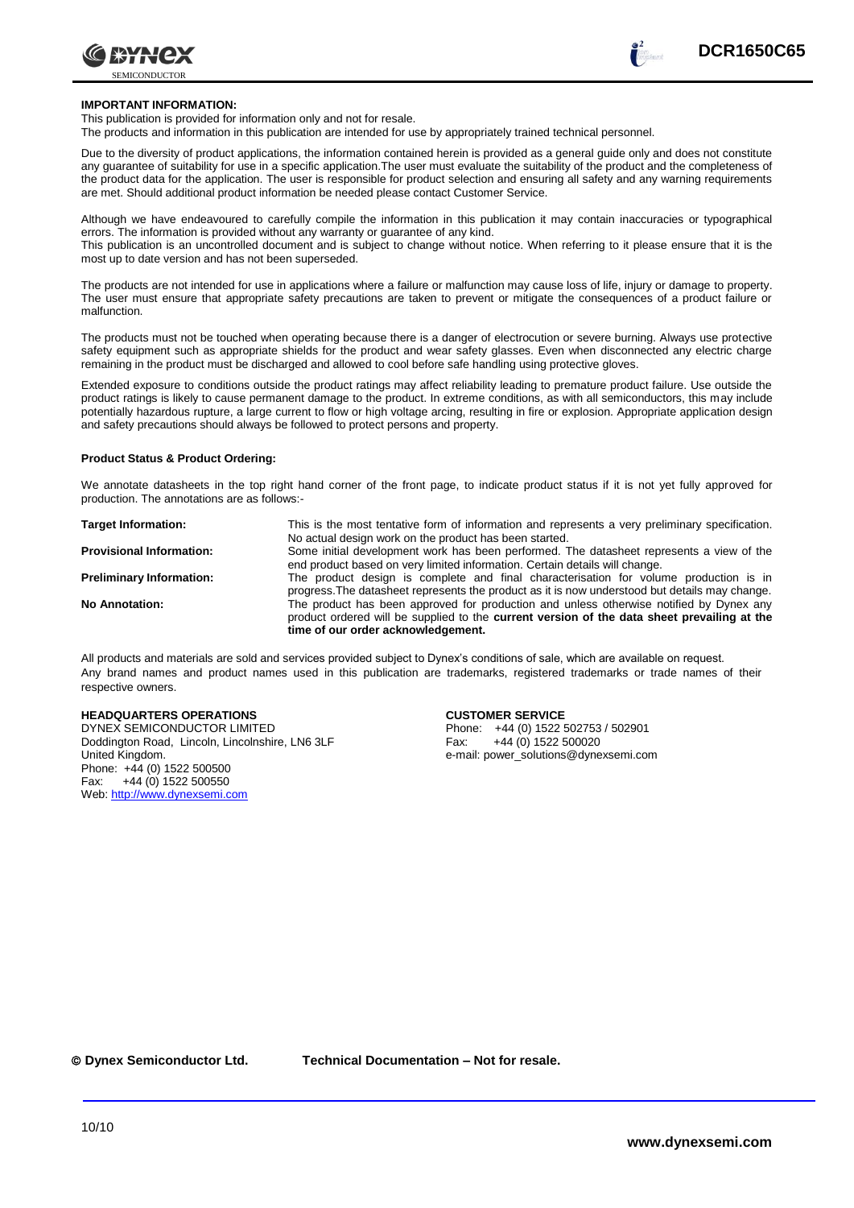**IMPORTANT INFORMATION:**

This publication is provided for information only and not for resale.

The products and information in this publication are intended for use by appropriately trained technical personnel.

Due to the diversity of product applications, the information contained herein is provided as a general guide only and does not constitute any guarantee of suitability for use in a specific application.The user must evaluate the suitability of the product and the completeness of the product data for the application. The user is responsible for product selection and ensuring all safety and any warning requirements are met. Should additional product information be needed please contact Customer Service.

Although we have endeavoured to carefully compile the information in this publication it may contain inaccuracies or typographical errors. The information is provided without any warranty or guarantee of any kind.

This publication is an uncontrolled document and is subject to change without notice. When referring to it please ensure that it is the most up to date version and has not been superseded.

The products are not intended for use in applications where a failure or malfunction may cause loss of life, injury or damage to property. The user must ensure that appropriate safety precautions are taken to prevent or mitigate the consequences of a product failure or malfunction.

The products must not be touched when operating because there is a danger of electrocution or severe burning. Always use protective safety equipment such as appropriate shields for the product and wear safety glasses. Even when disconnected any electric charge remaining in the product must be discharged and allowed to cool before safe handling using protective gloves.

Extended exposure to conditions outside the product ratings may affect reliability leading to premature product failure. Use outside the product ratings is likely to cause permanent damage to the product. In extreme conditions, as with all semiconductors, this may include potentially hazardous rupture, a large current to flow or high voltage arcing, resulting in fire or explosion. Appropriate application design and safety precautions should always be followed to protect persons and property.

**Product Status & Product Ordering:**

We annotate datasheets in the top right hand corner of the front page, to indicate product status if it is not yet fully approved for production. The annotations are as follows:-

| | |
|---|---|
| **Target Information:** | This is the most tentative form of information and represents a very preliminary specification. No actual design work on the product has been started. |
| **Provisional Information:** | Some initial development work has been performed. The datasheet represents a view of the end product based on very limited information. Certain details will change. |
| **Preliminary Information:** | The product design is complete and final characterisation for volume production is in progress.The datasheet represents the product as it is now understood but details may change. |
| **No Annotation:** | The product has been approved for production and unless otherwise notified by Dynex any product ordered will be supplied to the **current version of the data sheet prevailing at the time of our order acknowledgement.** |

All products and materials are sold and services provided subject to Dynex's conditions of sale, which are available on request.

Any brand names and product names used in this publication are trademarks, registered trademarks or trade names of their respective owners.

**HEADQUARTERS OPERATIONS**
DYNEX SEMICONDUCTOR LIMITED
Doddington Road, Lincoln, Lincolnshire, LN6 3LF
United Kingdom.
Phone: +44 (0) 1522 500500
Fax: +44 (0) 1522 500550
Web: http://www.dynexsemi.com

**CUSTOMER SERVICE**
Phone: +44 (0) 1522 502753 / 502901
Fax: +44 (0) 1522 500020
e-mail: power_solutions@dynexsemi.com

**© Dynex Semiconductor Ltd.** **Technical Documentation – Not for resale.**